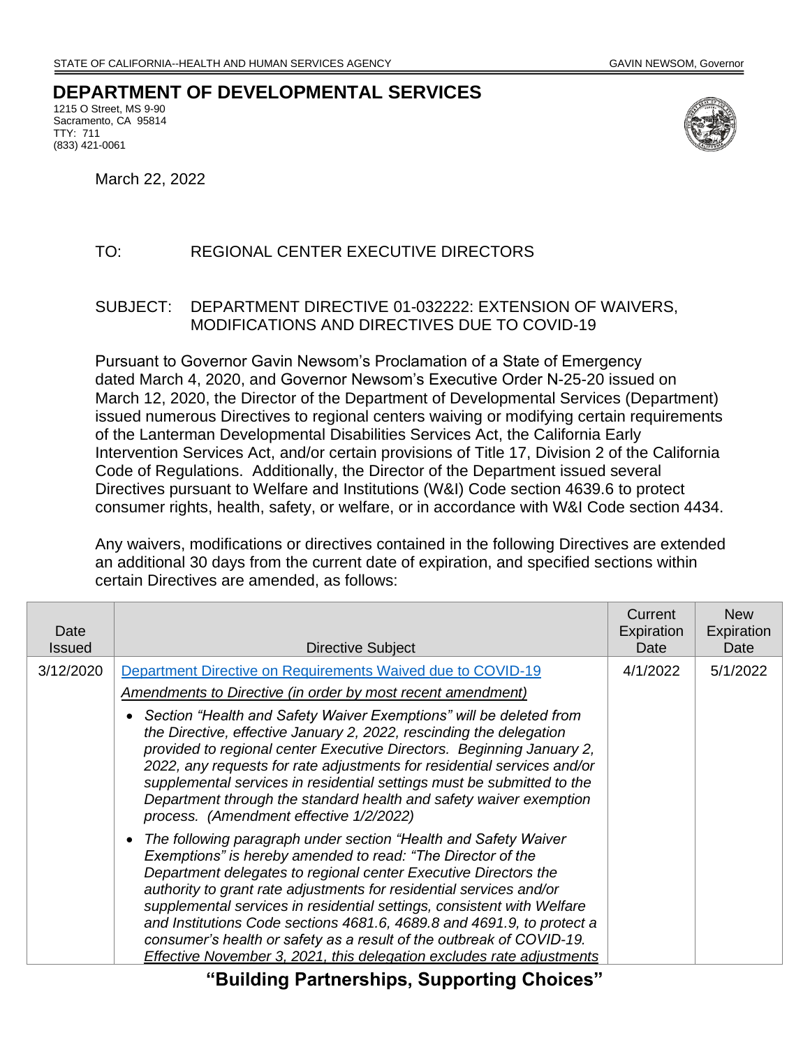STATE OF CALIFORNIA--HEALTH AND HUMAN SERVICES AGENCY GAVIN NEWSOM, Governor

# DEPARTMENT OF DEVELOPMENTAL SERVICES

1215 O Street, MS 9-90
Sacramento, CA 95814
TTY: 711
(833) 421-0061

March 22, 2022

TO: REGIONAL CENTER EXECUTIVE DIRECTORS

SUBJECT: DEPARTMENT DIRECTIVE 01-032222: EXTENSION OF WAIVERS, MODIFICATIONS AND DIRECTIVES DUE TO COVID-19

Pursuant to Governor Gavin Newsom's Proclamation of a State of Emergency dated March 4, 2020, and Governor Newsom's Executive Order N-25-20 issued on March 12, 2020, the Director of the Department of Developmental Services (Department) issued numerous Directives to regional centers waiving or modifying certain requirements of the Lanterman Developmental Disabilities Services Act, the California Early Intervention Services Act, and/or certain provisions of Title 17, Division 2 of the California Code of Regulations. Additionally, the Director of the Department issued several Directives pursuant to Welfare and Institutions (W&I) Code section 4639.6 to protect consumer rights, health, safety, or welfare, or in accordance with W&I Code section 4434.

Any waivers, modifications or directives contained in the following Directives are extended an additional 30 days from the current date of expiration, and specified sections within certain Directives are amended, as follows:

| Date Issued | Directive Subject | Current Expiration Date | New Expiration Date |
|---|---|---|---|
| 3/12/2020 | Department Directive on Requirements Waived due to COVID-19<br><br>*<u>Amendments to Directive (in order by most recent amendment)</u>*<br><br>• *Section "Health and Safety Waiver Exemptions" will be deleted from the Directive, effective January 2, 2022, rescinding the delegation provided to regional center Executive Directors. Beginning January 2, 2022, any requests for rate adjustments for residential services and/or supplemental services in residential settings must be submitted to the Department through the standard health and safety waiver exemption process. (Amendment effective 1/2/2022)*<br><br>• *The following paragraph under section "Health and Safety Waiver Exemptions" is hereby amended to read: "The Director of the Department delegates to regional center Executive Directors the authority to grant rate adjustments for residential services and/or supplemental services in residential settings, consistent with Welfare and Institutions Code sections 4681.6, 4689.8 and 4691.9, to protect a consumer's health or safety as a result of the outbreak of COVID-19. <u>Effective November 3, 2021, this delegation excludes rate adjustments</u>* | 4/1/2022 | 5/1/2022 |

**"Building Partnerships, Supporting Choices"**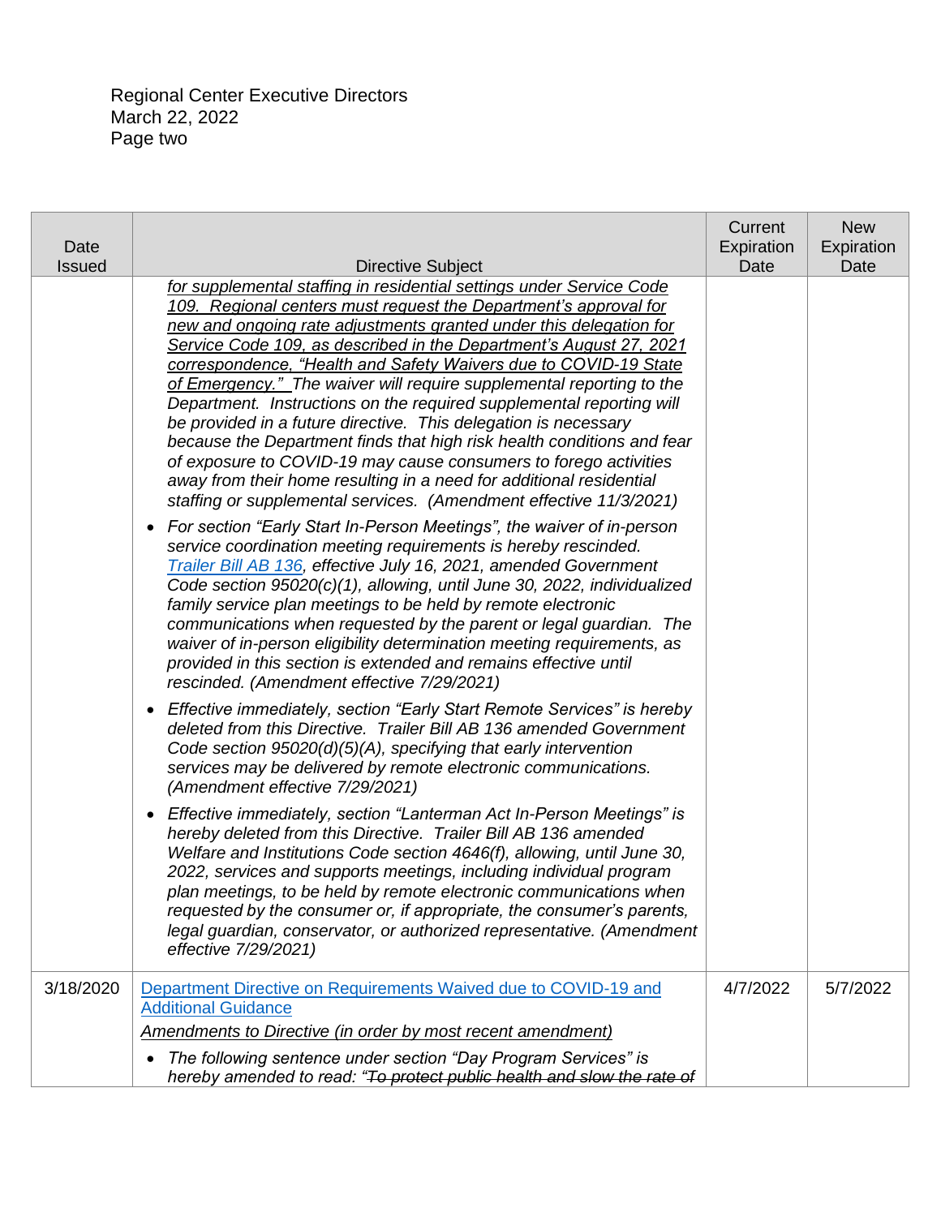| Date Issued | Directive Subject | Current Expiration Date | New Expiration Date |
|---|---|---|---|
| | *for supplemental staffing in residential settings under Service Code 109. Regional centers must request the Department's approval for new and ongoing rate adjustments granted under this delegation for Service Code 109, as described in the Department's August 27, 2021 correspondence, "Health and Safety Waivers due to COVID-19 State of Emergency." The waiver will require supplemental reporting to the Department. Instructions on the required supplemental reporting will be provided in a future directive. This delegation is necessary because the Department finds that high risk health conditions and fear of exposure to COVID-19 may cause consumers to forego activities away from their home resulting in a need for additional residential staffing or supplemental services. (Amendment effective 11/3/2021)*<br><br>• *For section "Early Start In-Person Meetings", the waiver of in-person service coordination meeting requirements is hereby rescinded. Trailer Bill AB 136, effective July 16, 2021, amended Government Code section 95020(c)(1), allowing, until June 30, 2022, individualized family service plan meetings to be held by remote electronic communications when requested by the parent or legal guardian. The waiver of in-person eligibility determination meeting requirements, as provided in this section is extended and remains effective until rescinded. (Amendment effective 7/29/2021)*<br><br>• *Effective immediately, section "Early Start Remote Services" is hereby deleted from this Directive. Trailer Bill AB 136 amended Government Code section 95020(d)(5)(A), specifying that early intervention services may be delivered by remote electronic communications. (Amendment effective 7/29/2021)*<br><br>• *Effective immediately, section "Lanterman Act In-Person Meetings" is hereby deleted from this Directive. Trailer Bill AB 136 amended Welfare and Institutions Code section 4646(f), allowing, until June 30, 2022, services and supports meetings, including individual program plan meetings, to be held by remote electronic communications when requested by the consumer or, if appropriate, the consumer's parents, legal guardian, conservator, or authorized representative. (Amendment effective 7/29/2021)* | | |
| 3/18/2020 | Department Directive on Requirements Waived due to COVID-19 and Additional Guidance<br><br>*Amendments to Directive (in order by most recent amendment)*<br><br>• *The following sentence under section "Day Program Services" is hereby amended to read: "~~To protect public health and slow the rate of~~* | 4/7/2022 | 5/7/2022 |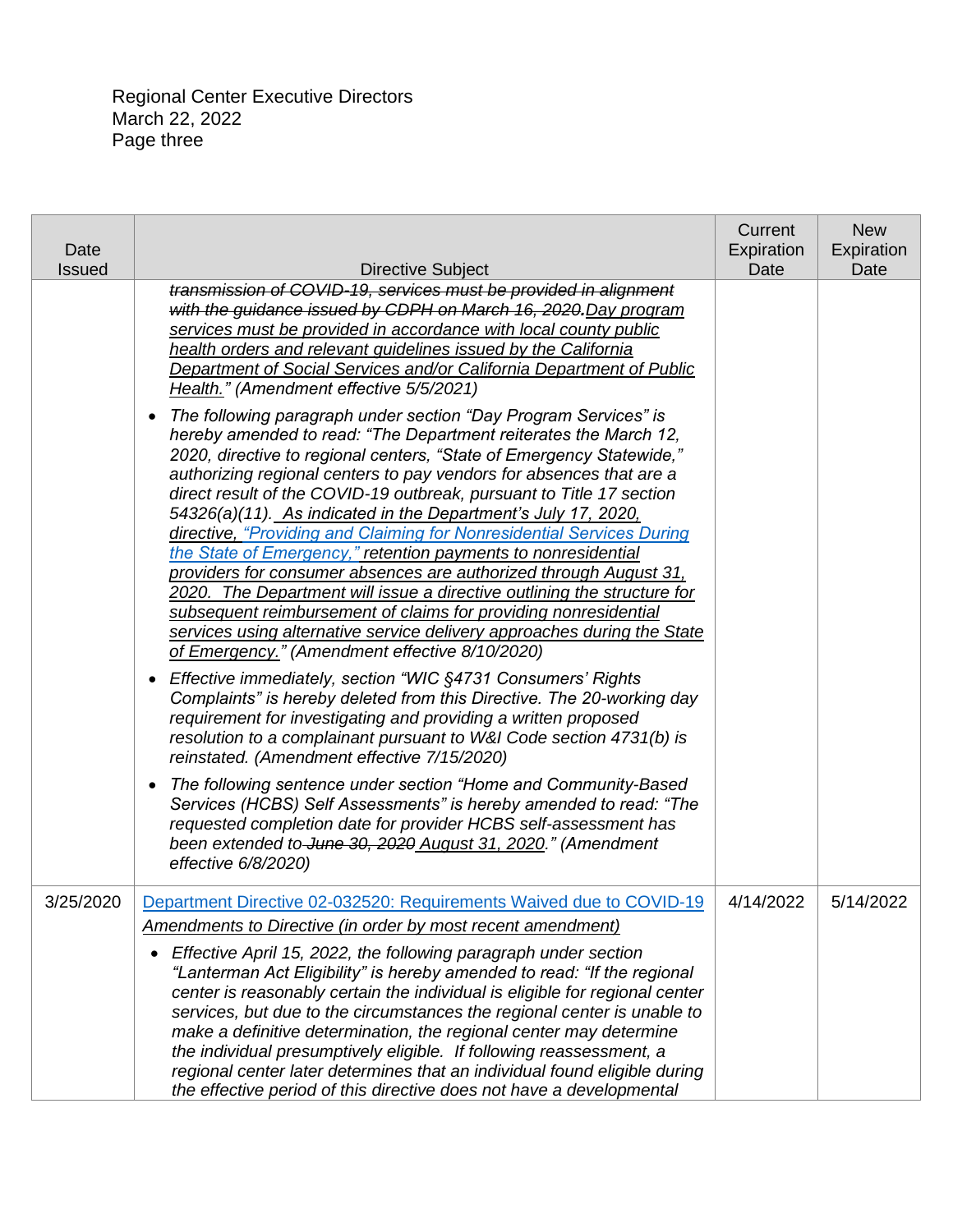| Date Issued | Directive Subject | Current Expiration Date | New Expiration Date |
|---|---|---|---|
| | ~~*transmission of COVID-19, services must be provided in alignment with the guidance issued by CDPH on March 16, 2020.*~~*Day program services must be provided in accordance with local county public health orders and relevant guidelines issued by the California Department of Social Services and/or California Department of Public Health." (Amendment effective 5/5/2021)*<br><br>• *The following paragraph under section "Day Program Services" is hereby amended to read: "The Department reiterates the March 12, 2020, directive to regional centers, "State of Emergency Statewide," authorizing regional centers to pay vendors for absences that are a direct result of the COVID-19 outbreak, pursuant to Title 17 section 54326(a)(11). As indicated in the Department's July 17, 2020, directive, "Providing and Claiming for Nonresidential Services During the State of Emergency," retention payments to nonresidential providers for consumer absences are authorized through August 31, 2020. The Department will issue a directive outlining the structure for subsequent reimbursement of claims for providing nonresidential services using alternative service delivery approaches during the State of Emergency." (Amendment effective 8/10/2020)*<br><br>• *Effective immediately, section "WIC §4731 Consumers' Rights Complaints" is hereby deleted from this Directive. The 20-working day requirement for investigating and providing a written proposed resolution to a complainant pursuant to W&I Code section 4731(b) is reinstated. (Amendment effective 7/15/2020)*<br><br>• *The following sentence under section "Home and Community-Based Services (HCBS) Self Assessments" is hereby amended to read: "The requested completion date for provider HCBS self-assessment has been extended to ~~June 30, 2020~~ August 31, 2020." (Amendment effective 6/8/2020)* | | |
| 3/25/2020 | Department Directive 02-032520: Requirements Waived due to COVID-19<br><br>*Amendments to Directive (in order by most recent amendment)*<br><br>• *Effective April 15, 2022, the following paragraph under section "Lanterman Act Eligibility" is hereby amended to read: "If the regional center is reasonably certain the individual is eligible for regional center services, but due to the circumstances the regional center is unable to make a definitive determination, the regional center may determine the individual presumptively eligible. If following reassessment, a regional center later determines that an individual found eligible during the effective period of this directive does not have a developmental* | 4/14/2022 | 5/14/2022 |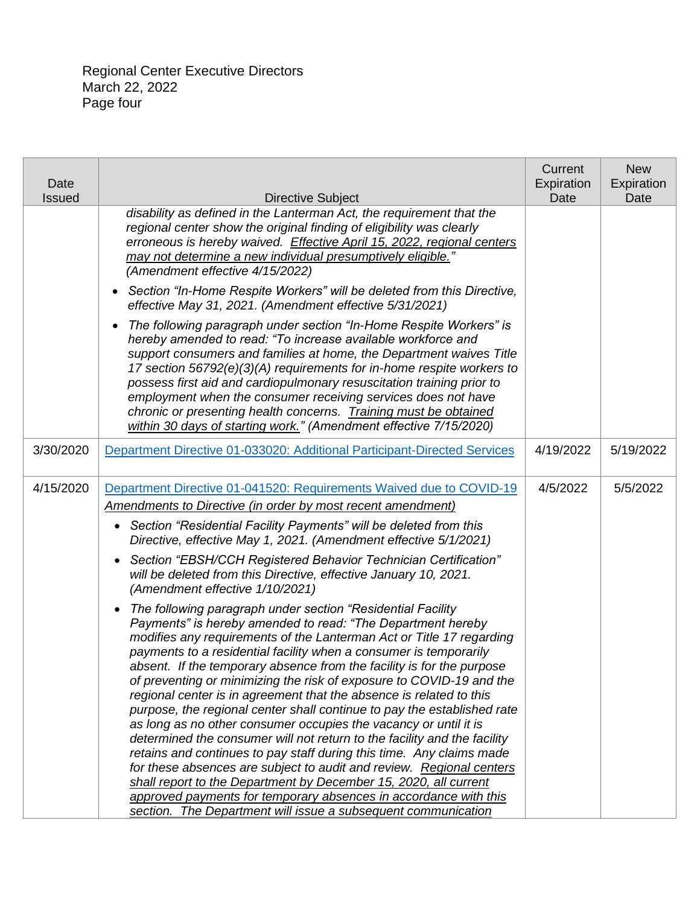| Date Issued | Directive Subject | Current Expiration Date | New Expiration Date |
|---|---|---|---|
| | *disability as defined in the Lanterman Act, the requirement that the regional center show the original finding of eligibility was clearly erroneous is hereby waived. <u>Effective April 15, 2022, regional centers may not determine a new individual presumptively eligible.</u>" (Amendment effective 4/15/2022)*<br>• *Section "In-Home Respite Workers" will be deleted from this Directive, effective May 31, 2021. (Amendment effective 5/31/2021)*<br>• *The following paragraph under section "In-Home Respite Workers" is hereby amended to read: "To increase available workforce and support consumers and families at home, the Department waives Title 17 section 56792(e)(3)(A) requirements for in-home respite workers to possess first aid and cardiopulmonary resuscitation training prior to employment when the consumer receiving services does not have chronic or presenting health concerns. <u>Training must be obtained within 30 days of starting work.</u>" (Amendment effective 7/15/2020)* | | |
| 3/30/2020 | Department Directive 01-033020: Additional Participant-Directed Services | 4/19/2022 | 5/19/2022 |
| 4/15/2020 | Department Directive 01-041520: Requirements Waived due to COVID-19<br>*<u>Amendments to Directive (in order by most recent amendment)</u>*<br>• *Section "Residential Facility Payments" will be deleted from this Directive, effective May 1, 2021. (Amendment effective 5/1/2021)*<br>• *Section "EBSH/CCH Registered Behavior Technician Certification" will be deleted from this Directive, effective January 10, 2021. (Amendment effective 1/10/2021)*<br>• *The following paragraph under section "Residential Facility Payments" is hereby amended to read: "The Department hereby modifies any requirements of the Lanterman Act or Title 17 regarding payments to a residential facility when a consumer is temporarily absent. If the temporary absence from the facility is for the purpose of preventing or minimizing the risk of exposure to COVID-19 and the regional center is in agreement that the absence is related to this purpose, the regional center shall continue to pay the established rate as long as no other consumer occupies the vacancy or until it is determined the consumer will not return to the facility and the facility retains and continues to pay staff during this time. Any claims made for these absences are subject to audit and review. <u>Regional centers shall report to the Department by December 15, 2020, all current approved payments for temporary absences in accordance with this section. The Department will issue a subsequent communication</u>* | 4/5/2022 | 5/5/2022 |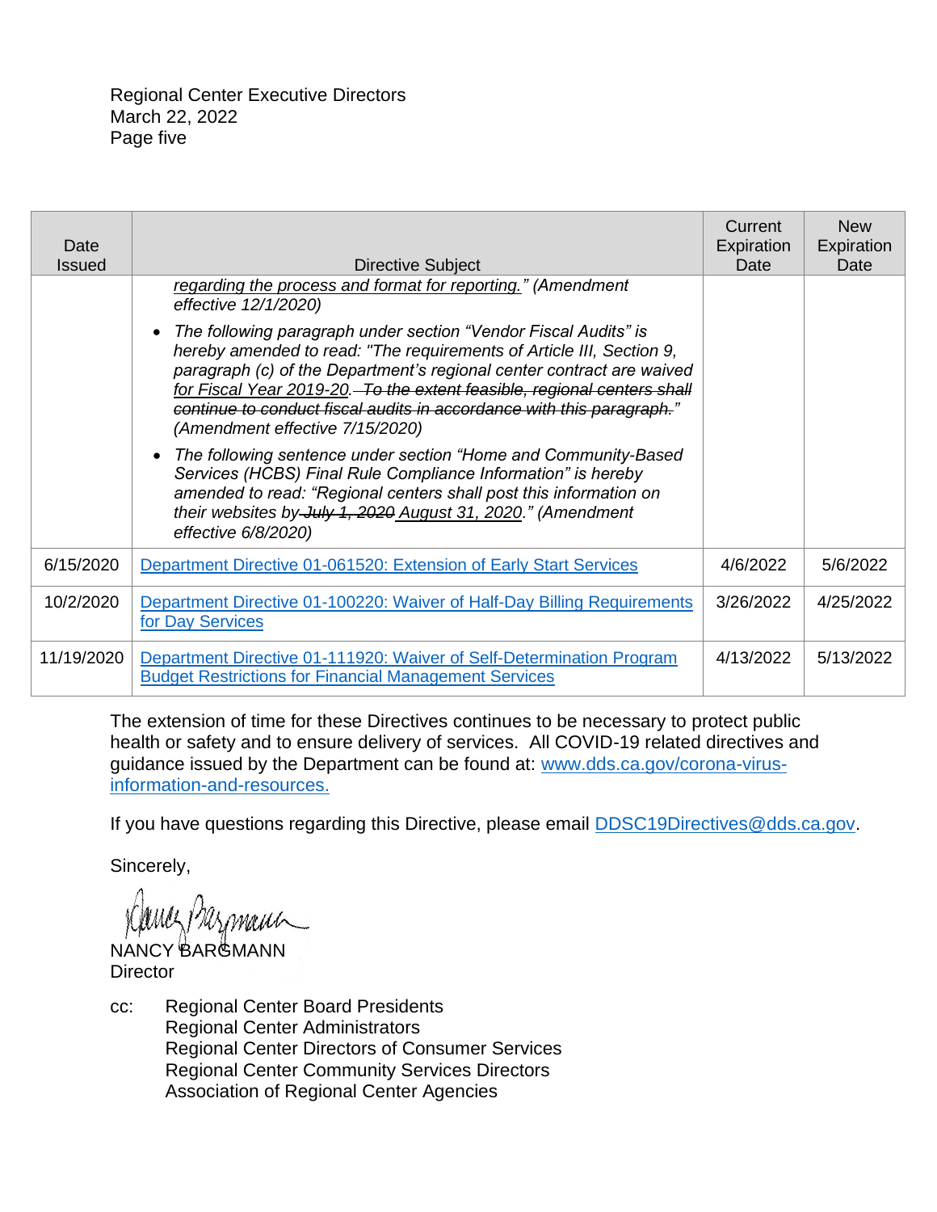Regional Center Executive Directors
March 22, 2022

| Date Issued | Directive Subject | Current Expiration Date | New Expiration Date |
|---|---|---|---|
| | *regarding the process and format for reporting.*" (Amendment effective 12/1/2020)<br>• *The following paragraph under section "Vendor Fiscal Audits" is hereby amended to read: "The requirements of Article III, Section 9, paragraph (c) of the Department's regional center contract are waived for Fiscal Year 2019-20. ~~To the extent feasible, regional centers shall continue to conduct fiscal audits in accordance with this paragraph.~~" (Amendment effective 7/15/2020)*<br>• *The following sentence under section "Home and Community-Based Services (HCBS) Final Rule Compliance Information" is hereby amended to read: "Regional centers shall post this information on their websites by ~~July 1, 2020~~ August 31, 2020." (Amendment effective 6/8/2020)* | | |
| 6/15/2020 | Department Directive 01-061520: Extension of Early Start Services | 4/6/2022 | 5/6/2022 |
| 10/2/2020 | Department Directive 01-100220: Waiver of Half-Day Billing Requirements for Day Services | 3/26/2022 | 4/25/2022 |
| 11/19/2020 | Department Directive 01-111920: Waiver of Self-Determination Program Budget Restrictions for Financial Management Services | 4/13/2022 | 5/13/2022 |

The extension of time for these Directives continues to be necessary to protect public health or safety and to ensure delivery of services. All COVID-19 related directives and guidance issued by the Department can be found at: www.dds.ca.gov/corona-virus-information-and-resources.

If you have questions regarding this Directive, please email DDSC19Directives@dds.ca.gov.

Sincerely,

NANCY BARGMANN
Director

cc: Regional Center Board Presidents
Regional Center Administrators
Regional Center Directors of Consumer Services
Regional Center Community Services Directors
Association of Regional Center Agencies